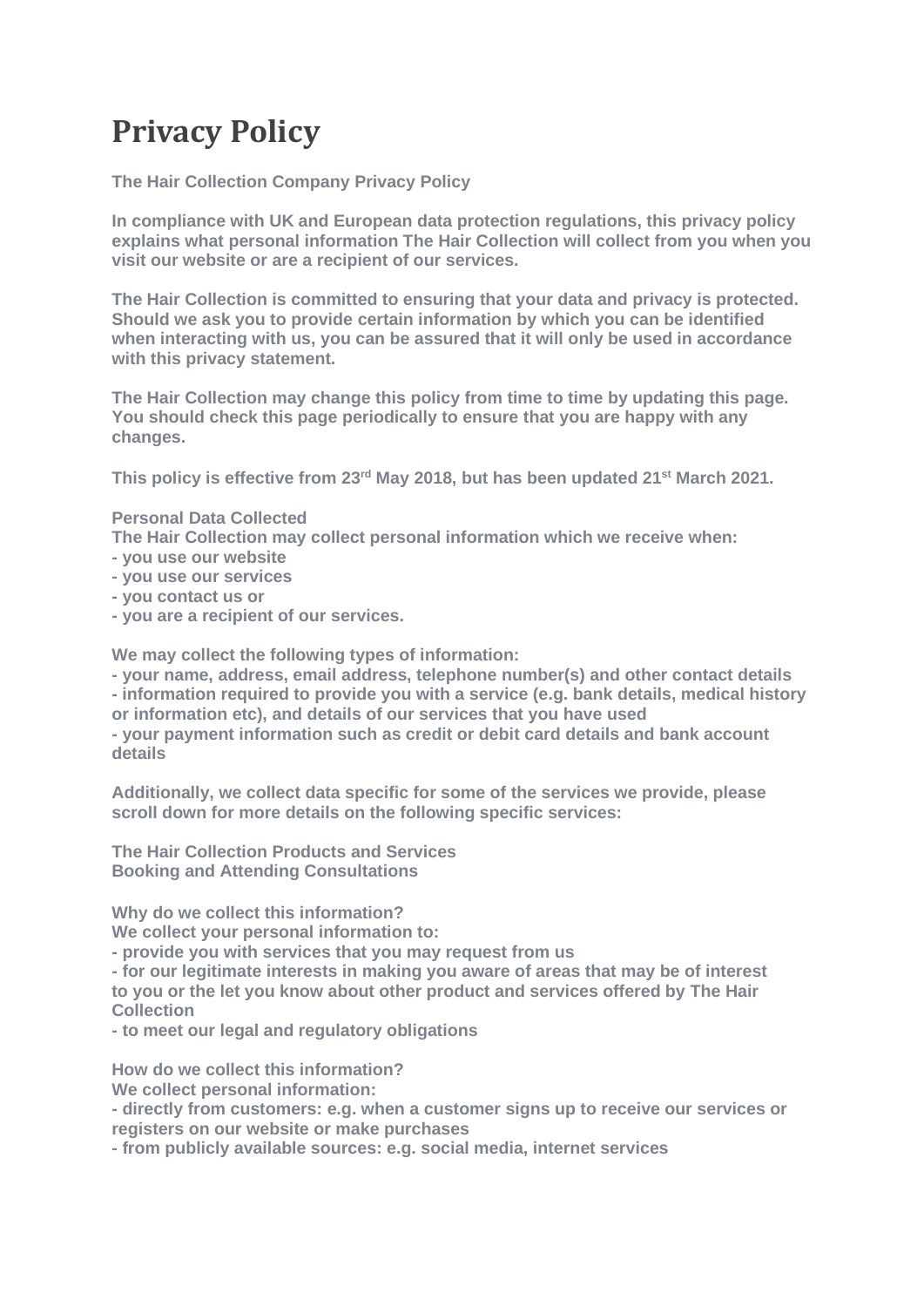# Privacy Policy

**The Hair Collection Company Privacy Policy**

**In compliance with UK and European data protection regulations, this privacy policy explains what personal information The Hair Collection will collect from you when you visit our website or are a recipient of our services.**

**The Hair Collection is committed to ensuring that your data and privacy is protected. Should we ask you to provide certain information by which you can be identified when interacting with us, you can be assured that it will only be used in accordance with this privacy statement.**

**The Hair Collection may change this policy from time to time by updating this page. You should check this page periodically to ensure that you are happy with any changes.**

**This policy is effective from 23rd May 2018, but has been updated 21st March 2021.**

**Personal Data Collected**
**The Hair Collection may collect personal information which we receive when:**
**- you use our website**
**- you use our services**
**- you contact us or**
**- you are a recipient of our services.**

**We may collect the following types of information:**
**- your name, address, email address, telephone number(s) and other contact details**
**- information required to provide you with a service (e.g. bank details, medical history or information etc), and details of our services that you have used**
**- your payment information such as credit or debit card details and bank account details**

**Additionally, we collect data specific for some of the services we provide, please scroll down for more details on the following specific services:**

**The Hair Collection Products and Services**
**Booking and Attending Consultations**

**Why do we collect this information?**
**We collect your personal information to:**
**- provide you with services that you may request from us**
**- for our legitimate interests in making you aware of areas that may be of interest to you or the let you know about other product and services offered by The Hair Collection**
**- to meet our legal and regulatory obligations**

**How do we collect this information?**
**We collect personal information:**
**- directly from customers: e.g. when a customer signs up to receive our services or registers on our website or make purchases**
**- from publicly available sources: e.g. social media, internet services**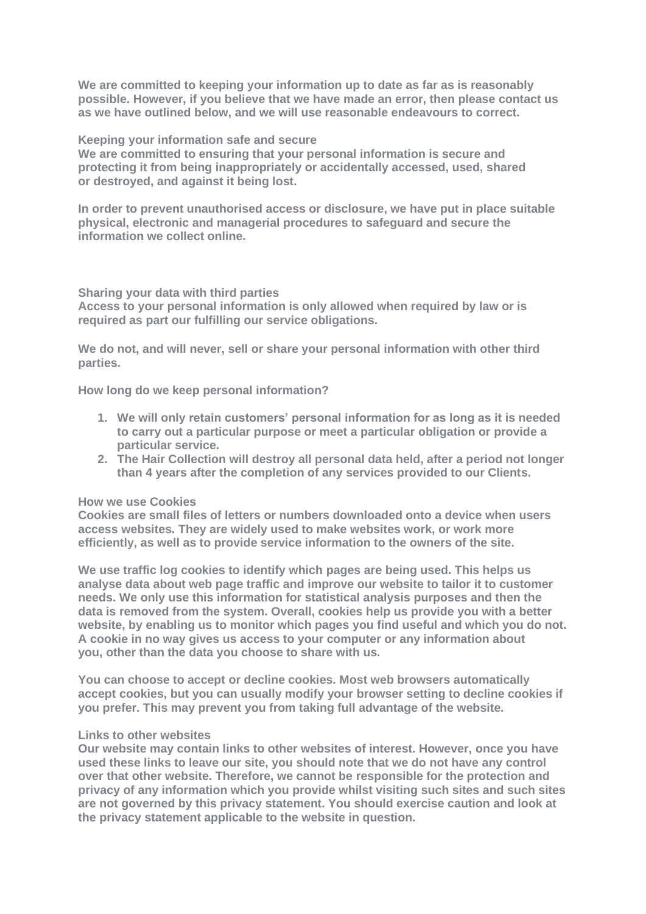We are committed to keeping your information up to date as far as is reasonably possible. However, if you believe that we have made an error, then please contact us as we have outlined below, and we will use reasonable endeavours to correct.

## Keeping your information safe and secure

We are committed to ensuring that your personal information is secure and protecting it from being inappropriately or accidentally accessed, used, shared or destroyed, and against it being lost.

In order to prevent unauthorised access or disclosure, we have put in place suitable physical, electronic and managerial procedures to safeguard and secure the information we collect online.

## Sharing your data with third parties

Access to your personal information is only allowed when required by law or is required as part our fulfilling our service obligations.

We do not, and will never, sell or share your personal information with other third parties.

## How long do we keep personal information?

1. We will only retain customers' personal information for as long as it is needed to carry out a particular purpose or meet a particular obligation or provide a particular service.
2. The Hair Collection will destroy all personal data held, after a period not longer than 4 years after the completion of any services provided to our Clients.

## How we use Cookies

Cookies are small files of letters or numbers downloaded onto a device when users access websites. They are widely used to make websites work, or work more efficiently, as well as to provide service information to the owners of the site.

We use traffic log cookies to identify which pages are being used. This helps us analyse data about web page traffic and improve our website to tailor it to customer needs. We only use this information for statistical analysis purposes and then the data is removed from the system. Overall, cookies help us provide you with a better website, by enabling us to monitor which pages you find useful and which you do not. A cookie in no way gives us access to your computer or any information about you, other than the data you choose to share with us.

You can choose to accept or decline cookies. Most web browsers automatically accept cookies, but you can usually modify your browser setting to decline cookies if you prefer. This may prevent you from taking full advantage of the website.

## Links to other websites

Our website may contain links to other websites of interest. However, once you have used these links to leave our site, you should note that we do not have any control over that other website. Therefore, we cannot be responsible for the protection and privacy of any information which you provide whilst visiting such sites and such sites are not governed by this privacy statement. You should exercise caution and look at the privacy statement applicable to the website in question.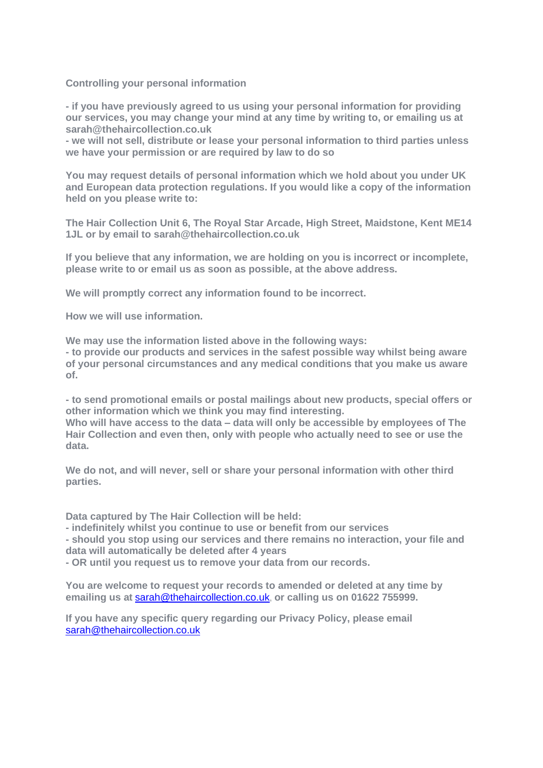**Controlling your personal information**

**- if you have previously agreed to us using your personal information for providing our services, you may change your mind at any time by writing to, or emailing us at sarah@thehaircollection.co.uk**
**- we will not sell, distribute or lease your personal information to third parties unless we have your permission or are required by law to do so**

**You may request details of personal information which we hold about you under UK and European data protection regulations. If you would like a copy of the information held on you please write to:**

**The Hair Collection Unit 6, The Royal Star Arcade, High Street, Maidstone, Kent ME14 1JL or by email to sarah@thehaircollection.co.uk**

**If you believe that any information, we are holding on you is incorrect or incomplete, please write to or email us as soon as possible, at the above address.**

**We will promptly correct any information found to be incorrect.**

**How we will use information.**

**We may use the information listed above in the following ways:**
**- to provide our products and services in the safest possible way whilst being aware of your personal circumstances and any medical conditions that you make us aware of.**

**- to send promotional emails or postal mailings about new products, special offers or other information which we think you may find interesting.**
**Who will have access to the data – data will only be accessible by employees of The Hair Collection and even then, only with people who actually need to see or use the data.**

**We do not, and will never, sell or share your personal information with other third parties.**

**Data captured by The Hair Collection will be held:**
**- indefinitely whilst you continue to use or benefit from our services**
**- should you stop using our services and there remains no interaction, your file and data will automatically be deleted after 4 years**
**- OR until you request us to remove your data from our records.**

**You are welcome to request your records to amended or deleted at any time by emailing us at sarah@thehaircollection.co.uk, or calling us on 01622 755999.**

**If you have any specific query regarding our Privacy Policy, please email sarah@thehaircollection.co.uk**